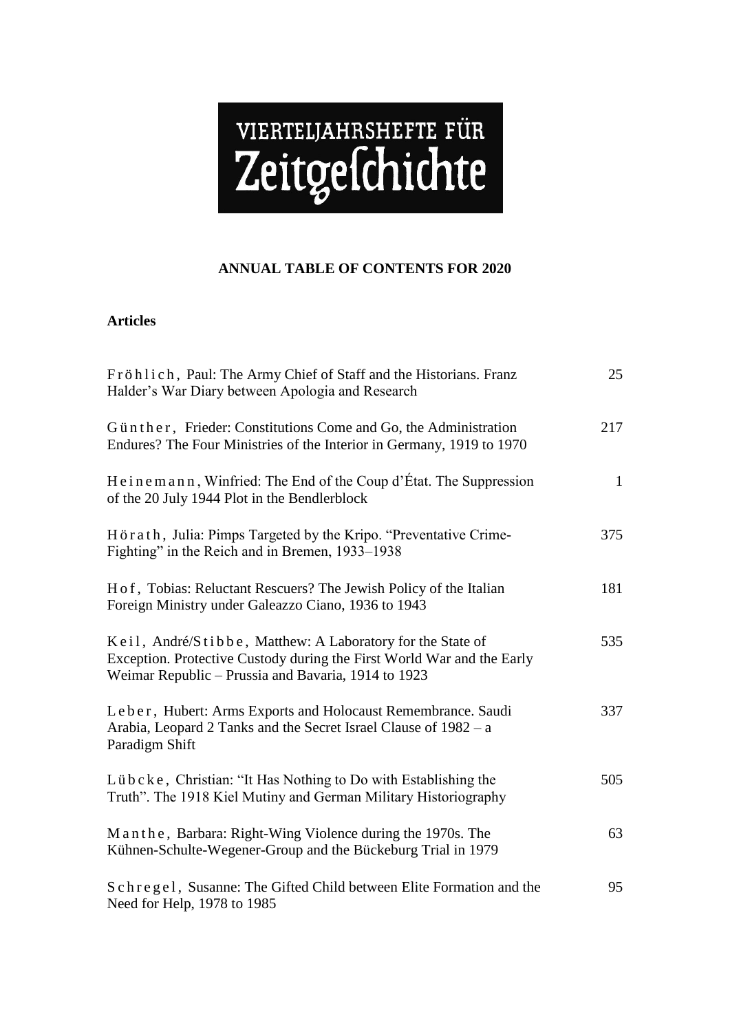# VIERTELJAHRSHEFTE FÜR Zeitgeſchichte

**ANNUAL TABLE OF CONTENTS FOR 2020**

**Articles**

| | |
|---|---|
| Fröhlich, Paul: The Army Chief of Staff and the Historians. Franz Halder's War Diary between Apologia and Research | 25 |
| Günther, Frieder: Constitutions Come and Go, the Administration Endures? The Four Ministries of the Interior in Germany, 1919 to 1970 | 217 |
| Heinemann, Winfried: The End of the Coup d'État. The Suppression of the 20 July 1944 Plot in the Bendlerblock | 1 |
| Hörath, Julia: Pimps Targeted by the Kripo. "Preventative Crime-Fighting" in the Reich and in Bremen, 1933–1938 | 375 |
| Hof, Tobias: Reluctant Rescuers? The Jewish Policy of the Italian Foreign Ministry under Galeazzo Ciano, 1936 to 1943 | 181 |
| Keil, André/Stibbe, Matthew: A Laboratory for the State of Exception. Protective Custody during the First World War and the Early Weimar Republic – Prussia and Bavaria, 1914 to 1923 | 535 |
| Leber, Hubert: Arms Exports and Holocaust Remembrance. Saudi Arabia, Leopard 2 Tanks and the Secret Israel Clause of 1982 – a Paradigm Shift | 337 |
| Lübcke, Christian: "It Has Nothing to Do with Establishing the Truth". The 1918 Kiel Mutiny and German Military Historiography | 505 |
| Manthe, Barbara: Right-Wing Violence during the 1970s. The Kühnen-Schulte-Wegener-Group and the Bückeburg Trial in 1979 | 63 |
| Schregel, Susanne: The Gifted Child between Elite Formation and the Need for Help, 1978 to 1985 | 95 |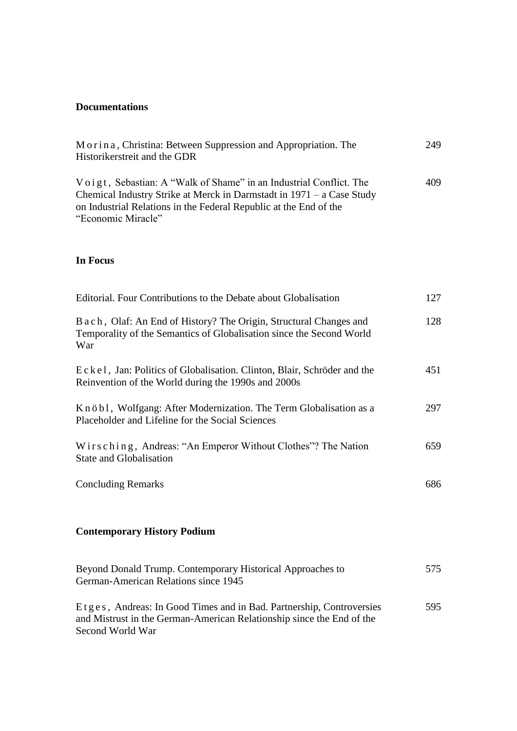## Documentations

| | |
|---|---|
| Morina, Christina: Between Suppression and Appropriation. The Historikerstreit and the GDR | 249 |
| Voigt, Sebastian: A "Walk of Shame" in an Industrial Conflict. The Chemical Industry Strike at Merck in Darmstadt in 1971 – a Case Study on Industrial Relations in the Federal Republic at the End of the "Economic Miracle" | 409 |

## In Focus

| | |
|---|---|
| Editorial. Four Contributions to the Debate about Globalisation | 127 |
| Bach, Olaf: An End of History? The Origin, Structural Changes and Temporality of the Semantics of Globalisation since the Second World War | 128 |
| Eckel, Jan: Politics of Globalisation. Clinton, Blair, Schröder and the Reinvention of the World during the 1990s and 2000s | 451 |
| Knöbl, Wolfgang: After Modernization. The Term Globalisation as a Placeholder and Lifeline for the Social Sciences | 297 |
| Wirsching, Andreas: "An Emperor Without Clothes"? The Nation State and Globalisation | 659 |
| Concluding Remarks | 686 |

## Contemporary History Podium

| | |
|---|---|
| Beyond Donald Trump. Contemporary Historical Approaches to German-American Relations since 1945 | 575 |
| Etges, Andreas: In Good Times and in Bad. Partnership, Controversies and Mistrust in the German-American Relationship since the End of the Second World War | 595 |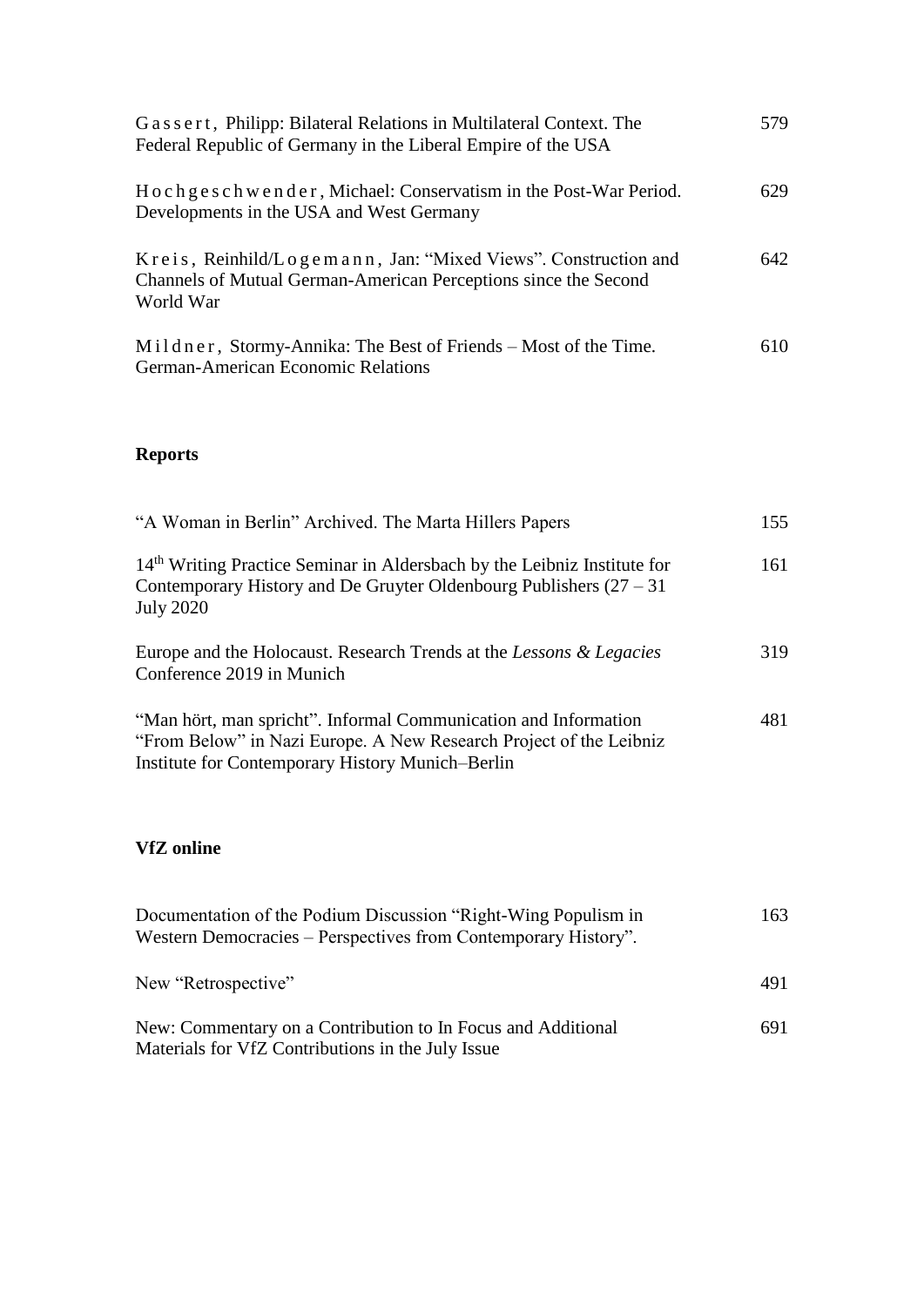Gassert, Philipp: Bilateral Relations in Multilateral Context. The Federal Republic of Germany in the Liberal Empire of the USA — 579

Hochgeschwender, Michael: Conservatism in the Post-War Period. Developments in the USA and West Germany — 629

Kreis, Reinhild/Logemann, Jan: "Mixed Views". Construction and Channels of Mutual German-American Perceptions since the Second World War — 642

Mildner, Stormy-Annika: The Best of Friends – Most of the Time. German-American Economic Relations — 610

## Reports

"A Woman in Berlin" Archived. The Marta Hillers Papers — 155

14th Writing Practice Seminar in Aldersbach by the Leibniz Institute for Contemporary History and De Gruyter Oldenbourg Publishers (27 – 31 July 2020 — 161

Europe and the Holocaust. Research Trends at the *Lessons & Legacies* Conference 2019 in Munich — 319

"Man hört, man spricht". Informal Communication and Information "From Below" in Nazi Europe. A New Research Project of the Leibniz Institute for Contemporary History Munich–Berlin — 481

## VfZ online

Documentation of the Podium Discussion "Right-Wing Populism in Western Democracies – Perspectives from Contemporary History". — 163

New "Retrospective" — 491

New: Commentary on a Contribution to In Focus and Additional Materials for VfZ Contributions in the July Issue — 691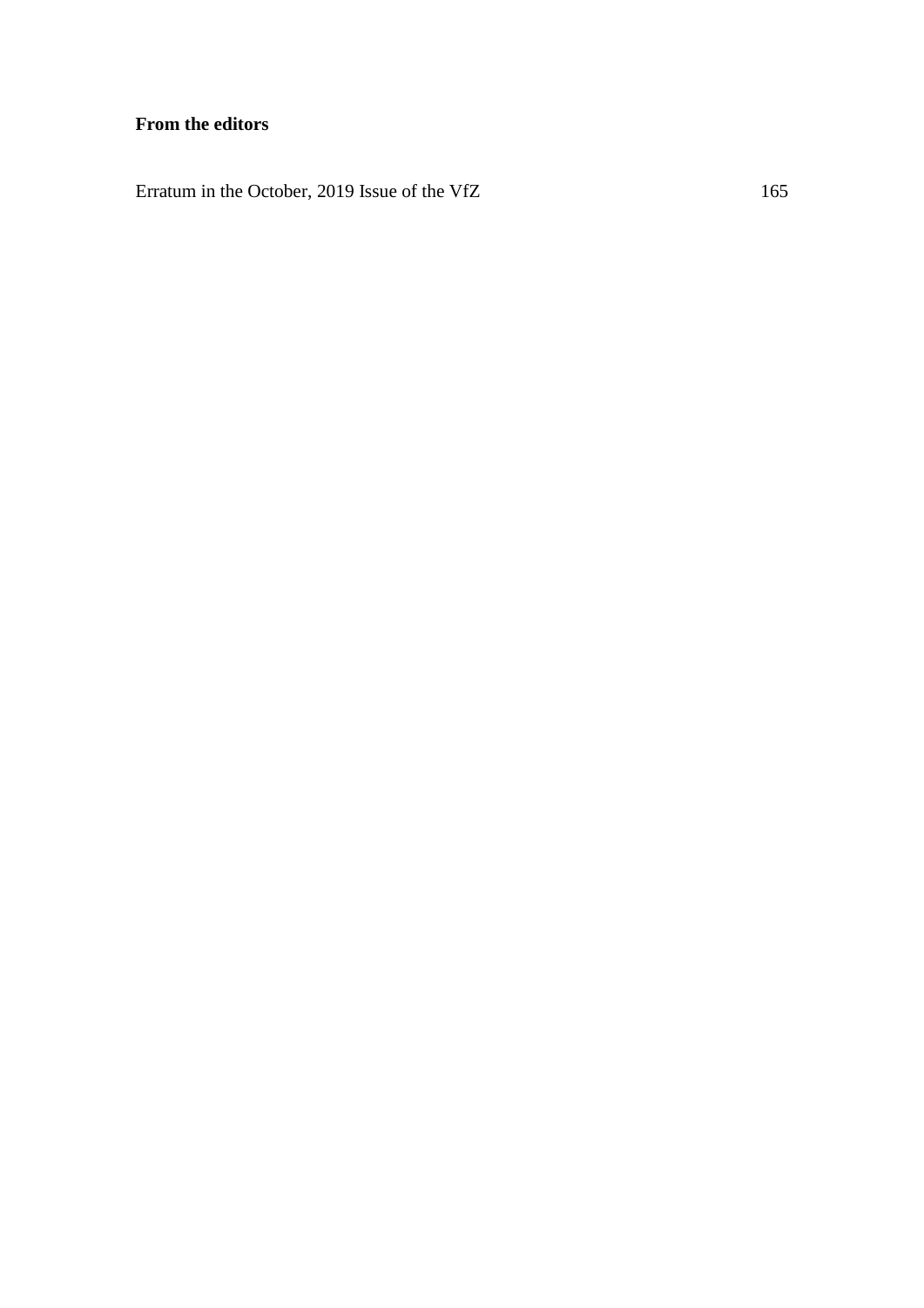**From the editors**

Erratum in the October, 2019 Issue of the VfZ 165